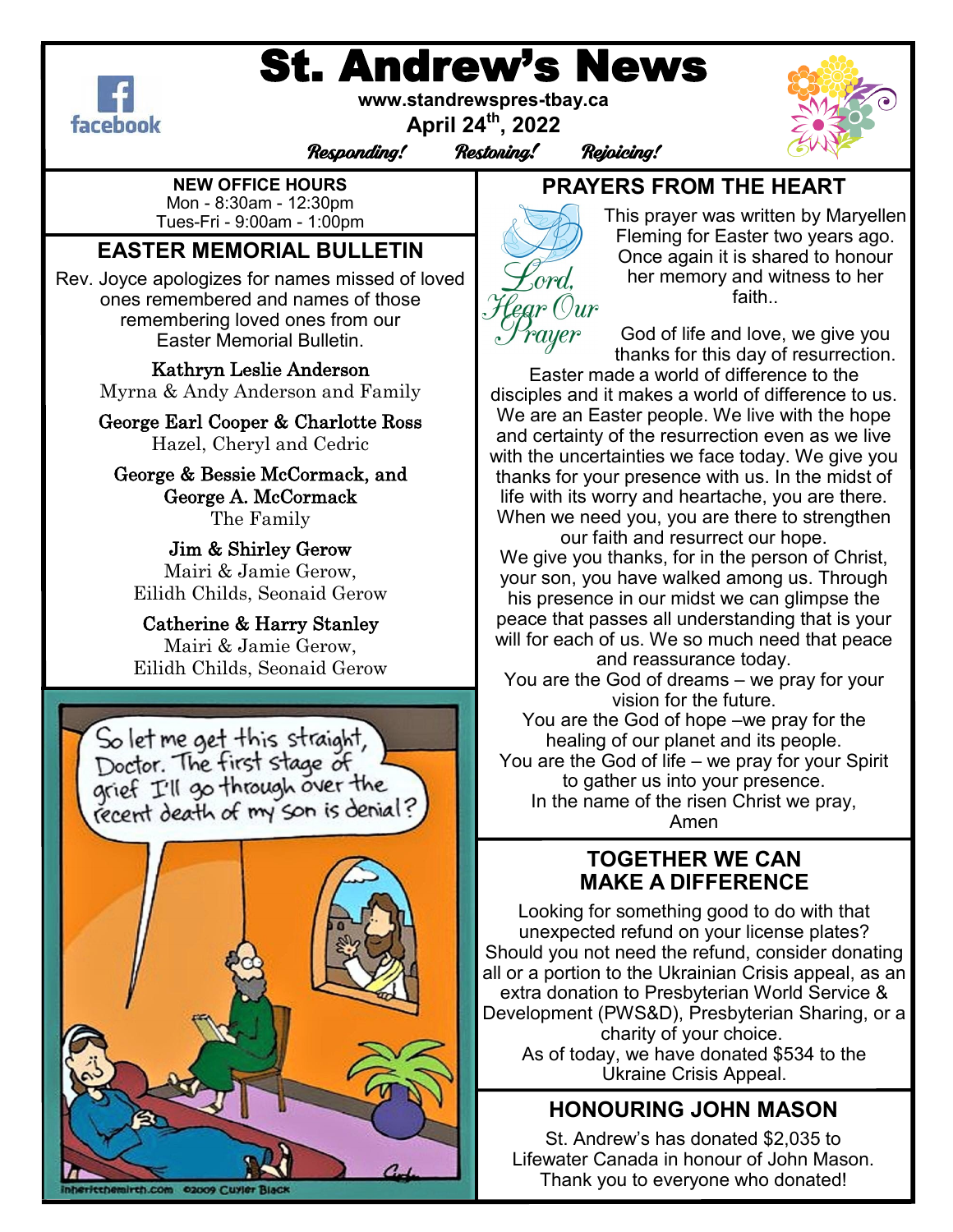# St. Andrew's News

**www.standrewspres-tbay.ca**

**April 24th, 2022**

*Responding! Restoring! Rejoicing!*

**NEW OFFICE HOURS**
Mon - 8:30am - 12:30pm
Tues-Fri - 9:00am - 1:00pm

## EASTER MEMORIAL BULLETIN

Rev. Joyce apologizes for names missed of loved ones remembered and names of those remembering loved ones from our Easter Memorial Bulletin.

**Kathryn Leslie Anderson**
Myrna & Andy Anderson and Family

**George Earl Cooper & Charlotte Ross**
Hazel, Cheryl and Cedric

**George & Bessie McCormack, and George A. McCormack**
The Family

**Jim & Shirley Gerow**
Mairi & Jamie Gerow,
Eilidh Childs, Seonaid Gerow

**Catherine & Harry Stanley**
Mairi & Jamie Gerow,
Eilidh Childs, Seonaid Gerow

## PRAYERS FROM THE HEART

*Lord, Hear Our Prayer*

This prayer was written by Maryellen Fleming for Easter two years ago. Once again it is shared to honour her memory and witness to her faith..

God of life and love, we give you thanks for this day of resurrection. Easter made a world of difference to the disciples and it makes a world of difference to us. We are an Easter people. We live with the hope and certainty of the resurrection even as we live with the uncertainties we face today. We give you thanks for your presence with us. In the midst of life with its worry and heartache, you are there. When we need you, you are there to strengthen our faith and resurrect our hope.
We give you thanks, for in the person of Christ, your son, you have walked among us. Through his presence in our midst we can glimpse the peace that passes all understanding that is your will for each of us. We so much need that peace and reassurance today.
You are the God of dreams – we pray for your vision for the future.
You are the God of hope –we pray for the healing of our planet and its people.
You are the God of life – we pray for your Spirit to gather us into your presence.
In the name of the risen Christ we pray,
Amen

## TOGETHER WE CAN MAKE A DIFFERENCE

Looking for something good to do with that unexpected refund on your license plates? Should you not need the refund, consider donating all or a portion to the Ukrainian Crisis appeal, as an extra donation to Presbyterian World Service & Development (PWS&D), Presbyterian Sharing, or a charity of your choice.
As of today, we have donated $534 to the Ukraine Crisis Appeal.

## HONOURING JOHN MASON

St. Andrew's has donated $2,035 to Lifewater Canada in honour of John Mason. Thank you to everyone who donated!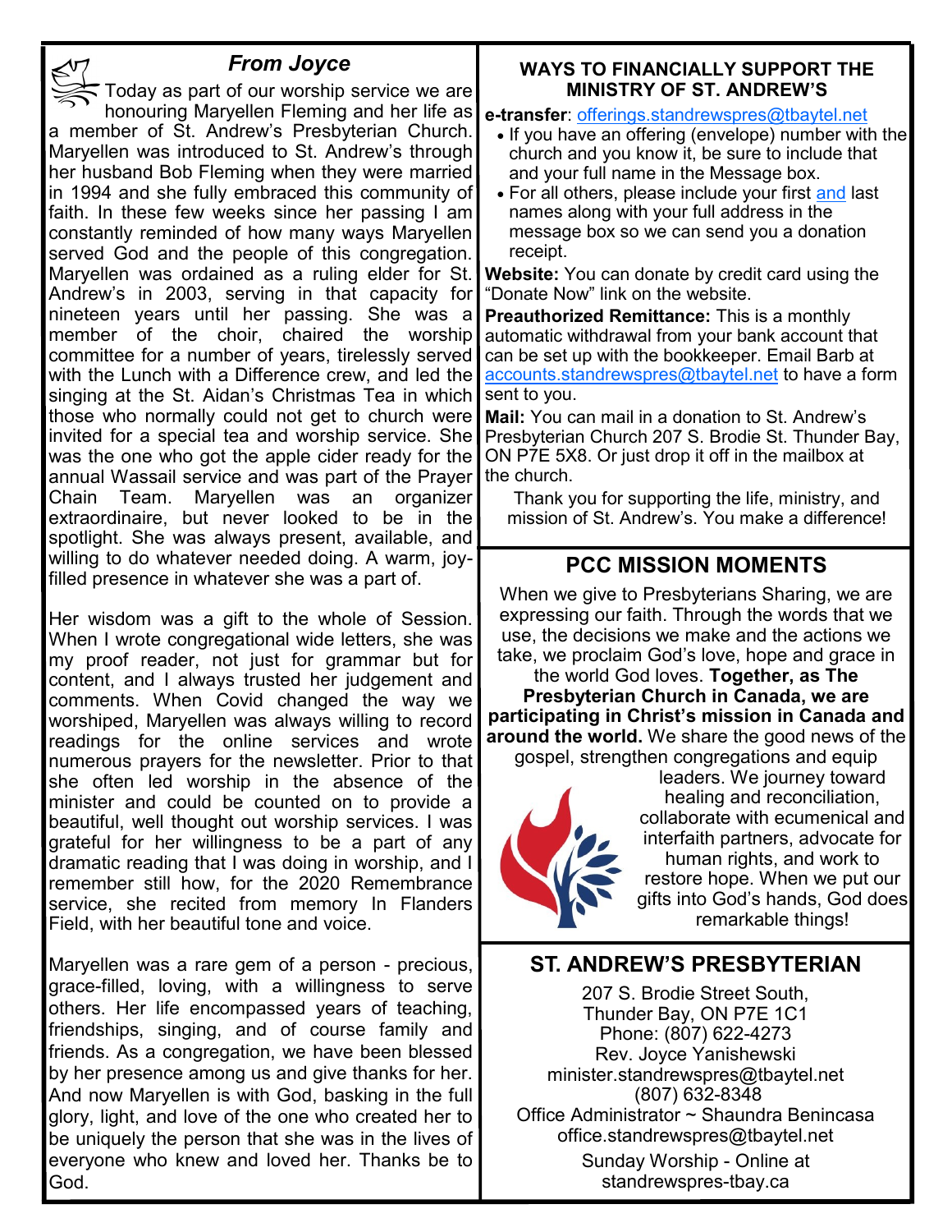## *From Joyce*

Today as part of our worship service we are honouring Maryellen Fleming and her life as a member of St. Andrew's Presbyterian Church. Maryellen was introduced to St. Andrew's through her husband Bob Fleming when they were married in 1994 and she fully embraced this community of faith. In these few weeks since her passing I am constantly reminded of how many ways Maryellen served God and the people of this congregation. Maryellen was ordained as a ruling elder for St. Andrew's in 2003, serving in that capacity for nineteen years until her passing. She was a member of the choir, chaired the worship committee for a number of years, tirelessly served with the Lunch with a Difference crew, and led the singing at the St. Aidan's Christmas Tea in which those who normally could not get to church were invited for a special tea and worship service. She was the one who got the apple cider ready for the annual Wassail service and was part of the Prayer Chain Team. Maryellen was an organizer extraordinaire, but never looked to be in the spotlight. She was always present, available, and willing to do whatever needed doing. A warm, joy-filled presence in whatever she was a part of.

Her wisdom was a gift to the whole of Session. When I wrote congregational wide letters, she was my proof reader, not just for grammar but for content, and I always trusted her judgement and comments. When Covid changed the way we worshiped, Maryellen was always willing to record readings for the online services and wrote numerous prayers for the newsletter. Prior to that she often led worship in the absence of the minister and could be counted on to provide a beautiful, well thought out worship services. I was grateful for her willingness to be a part of any dramatic reading that I was doing in worship, and I remember still how, for the 2020 Remembrance service, she recited from memory In Flanders Field, with her beautiful tone and voice.

Maryellen was a rare gem of a person - precious, grace-filled, loving, with a willingness to serve others. Her life encompassed years of teaching, friendships, singing, and of course family and friends. As a congregation, we have been blessed by her presence among us and give thanks for her. And now Maryellen is with God, basking in the full glory, light, and love of the one who created her to be uniquely the person that she was in the lives of everyone who knew and loved her. Thanks be to God.

## WAYS TO FINANCIALLY SUPPORT THE MINISTRY OF ST. ANDREW'S

**e-transfer**: offerings.standrewspres@tbaytel.net

- If you have an offering (envelope) number with the church and you know it, be sure to include that and your full name in the Message box.
- For all others, please include your first and last names along with your full address in the message box so we can send you a donation receipt.

**Website:** You can donate by credit card using the "Donate Now" link on the website.

**Preauthorized Remittance:** This is a monthly automatic withdrawal from your bank account that can be set up with the bookkeeper. Email Barb at accounts.standrewspres@tbaytel.net to have a form sent to you.

**Mail:** You can mail in a donation to St. Andrew's Presbyterian Church 207 S. Brodie St. Thunder Bay, ON P7E 5X8. Or just drop it off in the mailbox at the church.

Thank you for supporting the life, ministry, and mission of St. Andrew's. You make a difference!

## PCC MISSION MOMENTS

When we give to Presbyterians Sharing, we are expressing our faith. Through the words that we use, the decisions we make and the actions we take, we proclaim God's love, hope and grace in the world God loves. **Together, as The Presbyterian Church in Canada, we are participating in Christ's mission in Canada and around the world.** We share the good news of the gospel, strengthen congregations and equip leaders. We journey toward healing and reconciliation, collaborate with ecumenical and interfaith partners, advocate for human rights, and work to restore hope. When we put our gifts into God's hands, God does remarkable things!

## ST. ANDREW'S PRESBYTERIAN

207 S. Brodie Street South,
Thunder Bay, ON P7E 1C1
Phone: (807) 622-4273
Rev. Joyce Yanishewski
minister.standrewspres@tbaytel.net
(807) 632-8348
Office Administrator ~ Shaundra Benincasa
office.standrewspres@tbaytel.net

Sunday Worship - Online at
standrewspres-tbay.ca